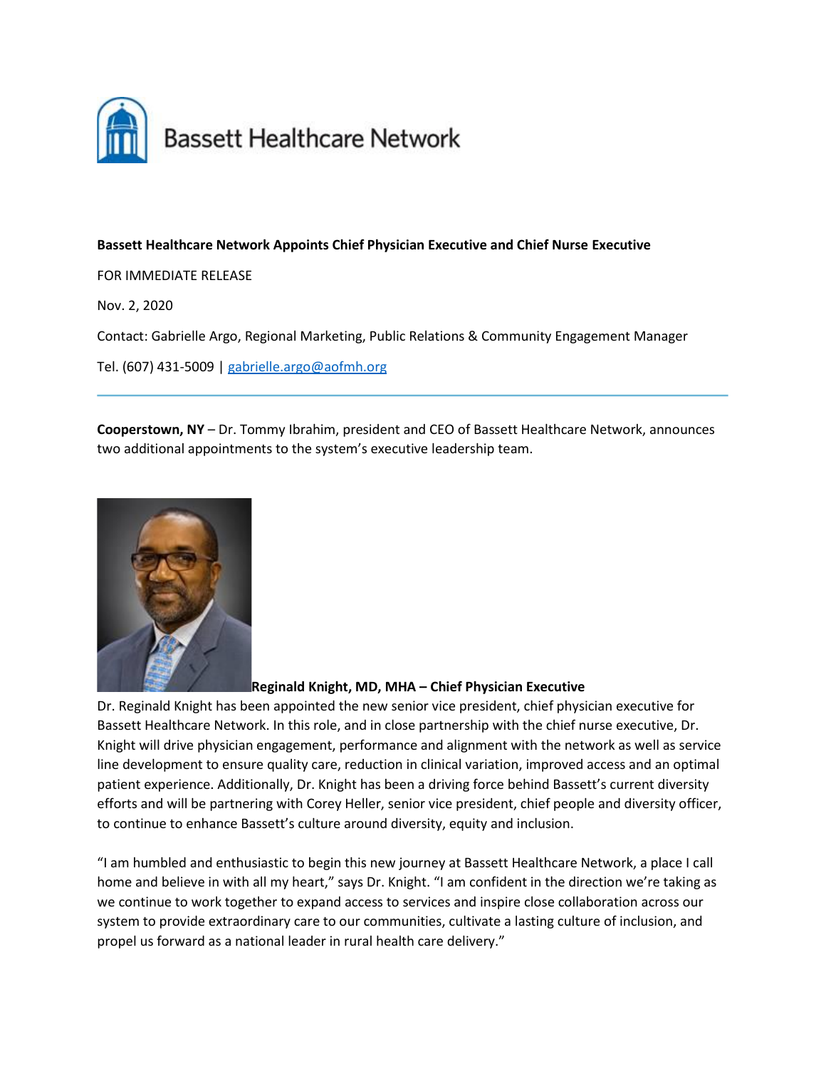**Bassett Healthcare Network Appoints Chief Physician Executive and Chief Nurse Executive**

FOR IMMEDIATE RELEASE

Nov. 2, 2020

Contact: Gabrielle Argo, Regional Marketing, Public Relations & Community Engagement Manager

Tel. (607) 431-5009 | gabrielle.argo@aofmh.org

---

**Cooperstown, NY** – Dr. Tommy Ibrahim, president and CEO of Bassett Healthcare Network, announces two additional appointments to the system's executive leadership team.

**Reginald Knight, MD, MHA – Chief Physician Executive**

Dr. Reginald Knight has been appointed the new senior vice president, chief physician executive for Bassett Healthcare Network. In this role, and in close partnership with the chief nurse executive, Dr. Knight will drive physician engagement, performance and alignment with the network as well as service line development to ensure quality care, reduction in clinical variation, improved access and an optimal patient experience. Additionally, Dr. Knight has been a driving force behind Bassett's current diversity efforts and will be partnering with Corey Heller, senior vice president, chief people and diversity officer, to continue to enhance Bassett's culture around diversity, equity and inclusion.

"I am humbled and enthusiastic to begin this new journey at Bassett Healthcare Network, a place I call home and believe in with all my heart," says Dr. Knight. "I am confident in the direction we're taking as we continue to work together to expand access to services and inspire close collaboration across our system to provide extraordinary care to our communities, cultivate a lasting culture of inclusion, and propel us forward as a national leader in rural health care delivery."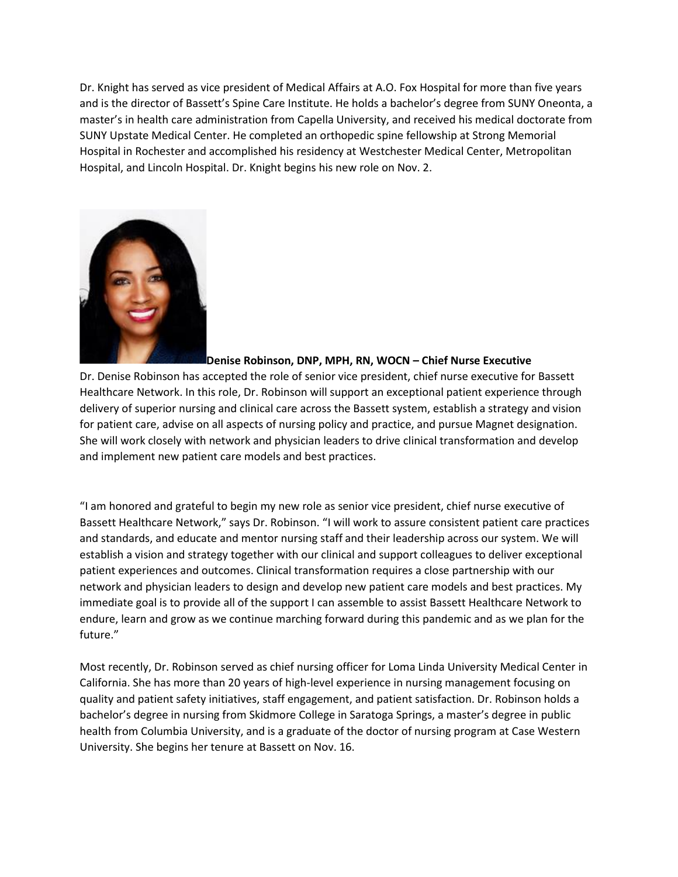Dr. Knight has served as vice president of Medical Affairs at A.O. Fox Hospital for more than five years and is the director of Bassett's Spine Care Institute. He holds a bachelor's degree from SUNY Oneonta, a master's in health care administration from Capella University, and received his medical doctorate from SUNY Upstate Medical Center. He completed an orthopedic spine fellowship at Strong Memorial Hospital in Rochester and accomplished his residency at Westchester Medical Center, Metropolitan Hospital, and Lincoln Hospital. Dr. Knight begins his new role on Nov. 2.

**Denise Robinson, DNP, MPH, RN, WOCN – Chief Nurse Executive**

Dr. Denise Robinson has accepted the role of senior vice president, chief nurse executive for Bassett Healthcare Network. In this role, Dr. Robinson will support an exceptional patient experience through delivery of superior nursing and clinical care across the Bassett system, establish a strategy and vision for patient care, advise on all aspects of nursing policy and practice, and pursue Magnet designation. She will work closely with network and physician leaders to drive clinical transformation and develop and implement new patient care models and best practices.

"I am honored and grateful to begin my new role as senior vice president, chief nurse executive of Bassett Healthcare Network," says Dr. Robinson. "I will work to assure consistent patient care practices and standards, and educate and mentor nursing staff and their leadership across our system. We will establish a vision and strategy together with our clinical and support colleagues to deliver exceptional patient experiences and outcomes. Clinical transformation requires a close partnership with our network and physician leaders to design and develop new patient care models and best practices. My immediate goal is to provide all of the support I can assemble to assist Bassett Healthcare Network to endure, learn and grow as we continue marching forward during this pandemic and as we plan for the future."

Most recently, Dr. Robinson served as chief nursing officer for Loma Linda University Medical Center in California. She has more than 20 years of high-level experience in nursing management focusing on quality and patient safety initiatives, staff engagement, and patient satisfaction. Dr. Robinson holds a bachelor's degree in nursing from Skidmore College in Saratoga Springs, a master's degree in public health from Columbia University, and is a graduate of the doctor of nursing program at Case Western University. She begins her tenure at Bassett on Nov. 16.